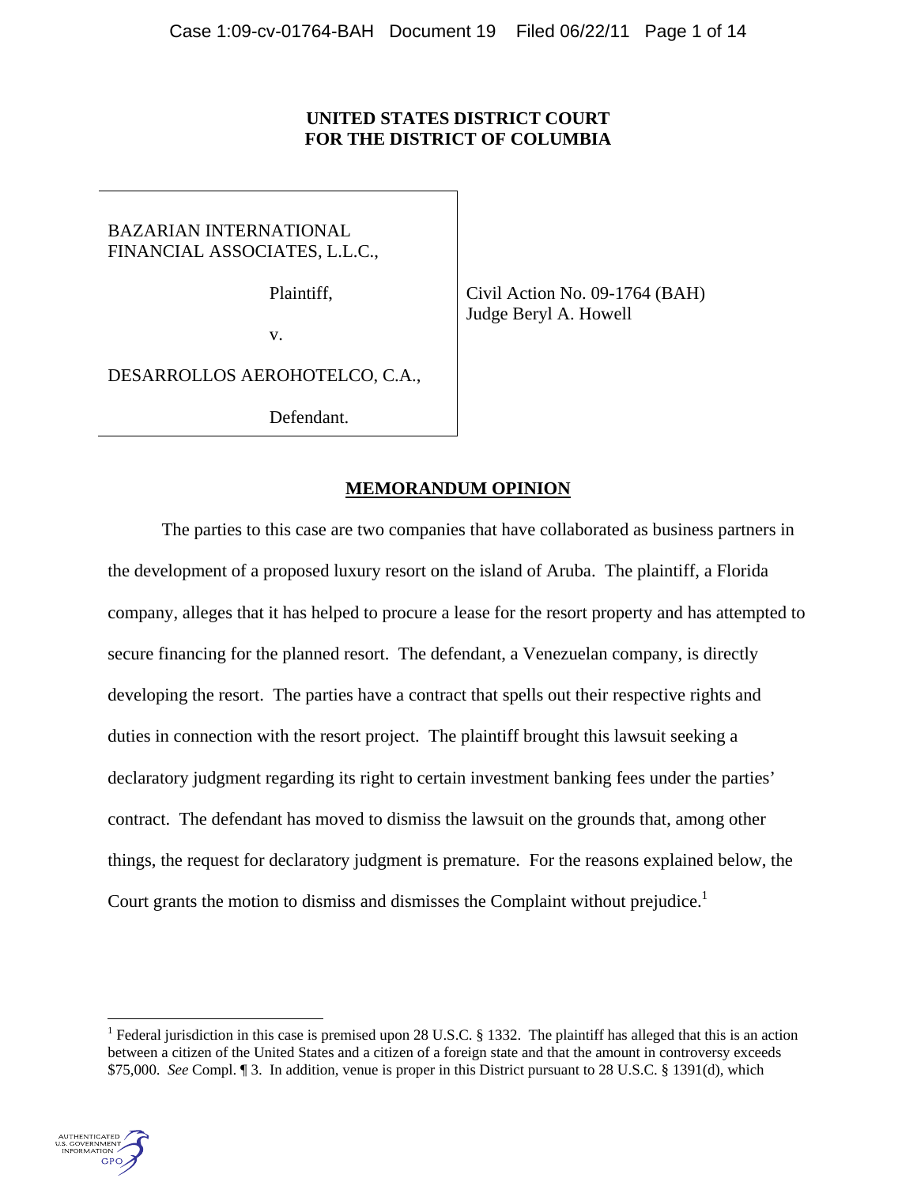**UNITED STATES DISTRICT COURT**
**FOR THE DISTRICT OF COLUMBIA**

| | |
|---|---|
| BAZARIAN INTERNATIONAL FINANCIAL ASSOCIATES, L.L.C., Plaintiff, v. DESARROLLOS AEROHOTELCO, C.A., Defendant. | Civil Action No. 09-1764 (BAH) Judge Beryl A. Howell |

## **MEMORANDUM OPINION**

The parties to this case are two companies that have collaborated as business partners in the development of a proposed luxury resort on the island of Aruba. The plaintiff, a Florida company, alleges that it has helped to procure a lease for the resort property and has attempted to secure financing for the planned resort. The defendant, a Venezuelan company, is directly developing the resort. The parties have a contract that spells out their respective rights and duties in connection with the resort project. The plaintiff brought this lawsuit seeking a declaratory judgment regarding its right to certain investment banking fees under the parties' contract. The defendant has moved to dismiss the lawsuit on the grounds that, among other things, the request for declaratory judgment is premature. For the reasons explained below, the Court grants the motion to dismiss and dismisses the Complaint without prejudice.[1]

---

[1] Federal jurisdiction in this case is premised upon 28 U.S.C. § 1332. The plaintiff has alleged that this is an action between a citizen of the United States and a citizen of a foreign state and that the amount in controversy exceeds $75,000. *See* Compl. ¶ 3. In addition, venue is proper in this District pursuant to 28 U.S.C. § 1391(d), which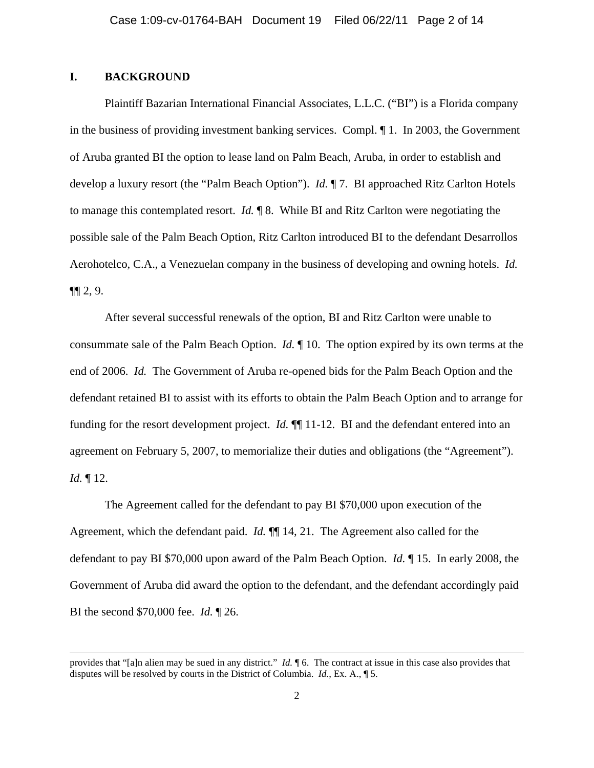## I. BACKGROUND

Plaintiff Bazarian International Financial Associates, L.L.C. ("BI") is a Florida company in the business of providing investment banking services. Compl. ¶ 1. In 2003, the Government of Aruba granted BI the option to lease land on Palm Beach, Aruba, in order to establish and develop a luxury resort (the "Palm Beach Option"). *Id.* ¶ 7. BI approached Ritz Carlton Hotels to manage this contemplated resort. *Id.* ¶ 8. While BI and Ritz Carlton were negotiating the possible sale of the Palm Beach Option, Ritz Carlton introduced BI to the defendant Desarrollos Aerohotelco, C.A., a Venezuelan company in the business of developing and owning hotels. *Id.* ¶¶ 2, 9.

After several successful renewals of the option, BI and Ritz Carlton were unable to consummate sale of the Palm Beach Option. *Id.* ¶ 10. The option expired by its own terms at the end of 2006. *Id.* The Government of Aruba re-opened bids for the Palm Beach Option and the defendant retained BI to assist with its efforts to obtain the Palm Beach Option and to arrange for funding for the resort development project. *Id.* ¶¶ 11-12. BI and the defendant entered into an agreement on February 5, 2007, to memorialize their duties and obligations (the "Agreement"). *Id.* ¶ 12.

The Agreement called for the defendant to pay BI $70,000 upon execution of the Agreement, which the defendant paid. *Id.* ¶¶ 14, 21. The Agreement also called for the defendant to pay BI $70,000 upon award of the Palm Beach Option. *Id.* ¶ 15. In early 2008, the Government of Aruba did award the option to the defendant, and the defendant accordingly paid BI the second $70,000 fee. *Id.* ¶ 26.

---

provides that "[a]n alien may be sued in any district." *Id.* ¶ 6. The contract at issue in this case also provides that disputes will be resolved by courts in the District of Columbia. *Id.*, Ex. A., ¶ 5.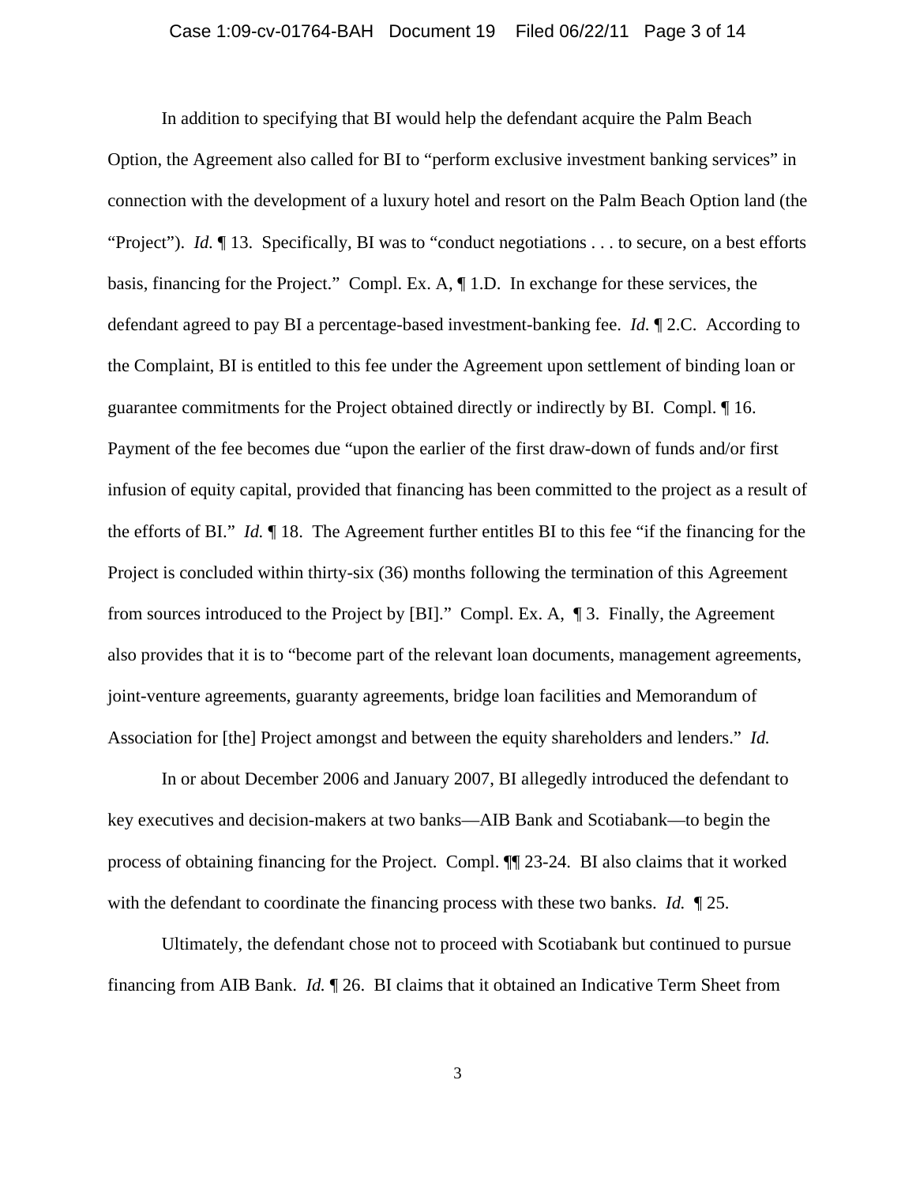In addition to specifying that BI would help the defendant acquire the Palm Beach Option, the Agreement also called for BI to "perform exclusive investment banking services" in connection with the development of a luxury hotel and resort on the Palm Beach Option land (the "Project"). *Id.* ¶ 13. Specifically, BI was to "conduct negotiations . . . to secure, on a best efforts basis, financing for the Project." Compl. Ex. A, ¶ 1.D. In exchange for these services, the defendant agreed to pay BI a percentage-based investment-banking fee. *Id.* ¶ 2.C. According to the Complaint, BI is entitled to this fee under the Agreement upon settlement of binding loan or guarantee commitments for the Project obtained directly or indirectly by BI. Compl. ¶ 16. Payment of the fee becomes due "upon the earlier of the first draw-down of funds and/or first infusion of equity capital, provided that financing has been committed to the project as a result of the efforts of BI." *Id.* ¶ 18. The Agreement further entitles BI to this fee "if the financing for the Project is concluded within thirty-six (36) months following the termination of this Agreement from sources introduced to the Project by [BI]." Compl. Ex. A, ¶ 3. Finally, the Agreement also provides that it is to "become part of the relevant loan documents, management agreements, joint-venture agreements, guaranty agreements, bridge loan facilities and Memorandum of Association for [the] Project amongst and between the equity shareholders and lenders." *Id.*

In or about December 2006 and January 2007, BI allegedly introduced the defendant to key executives and decision-makers at two banks—AIB Bank and Scotiabank—to begin the process of obtaining financing for the Project. Compl. ¶¶ 23-24. BI also claims that it worked with the defendant to coordinate the financing process with these two banks. *Id.* ¶ 25.

Ultimately, the defendant chose not to proceed with Scotiabank but continued to pursue financing from AIB Bank. *Id.* ¶ 26. BI claims that it obtained an Indicative Term Sheet from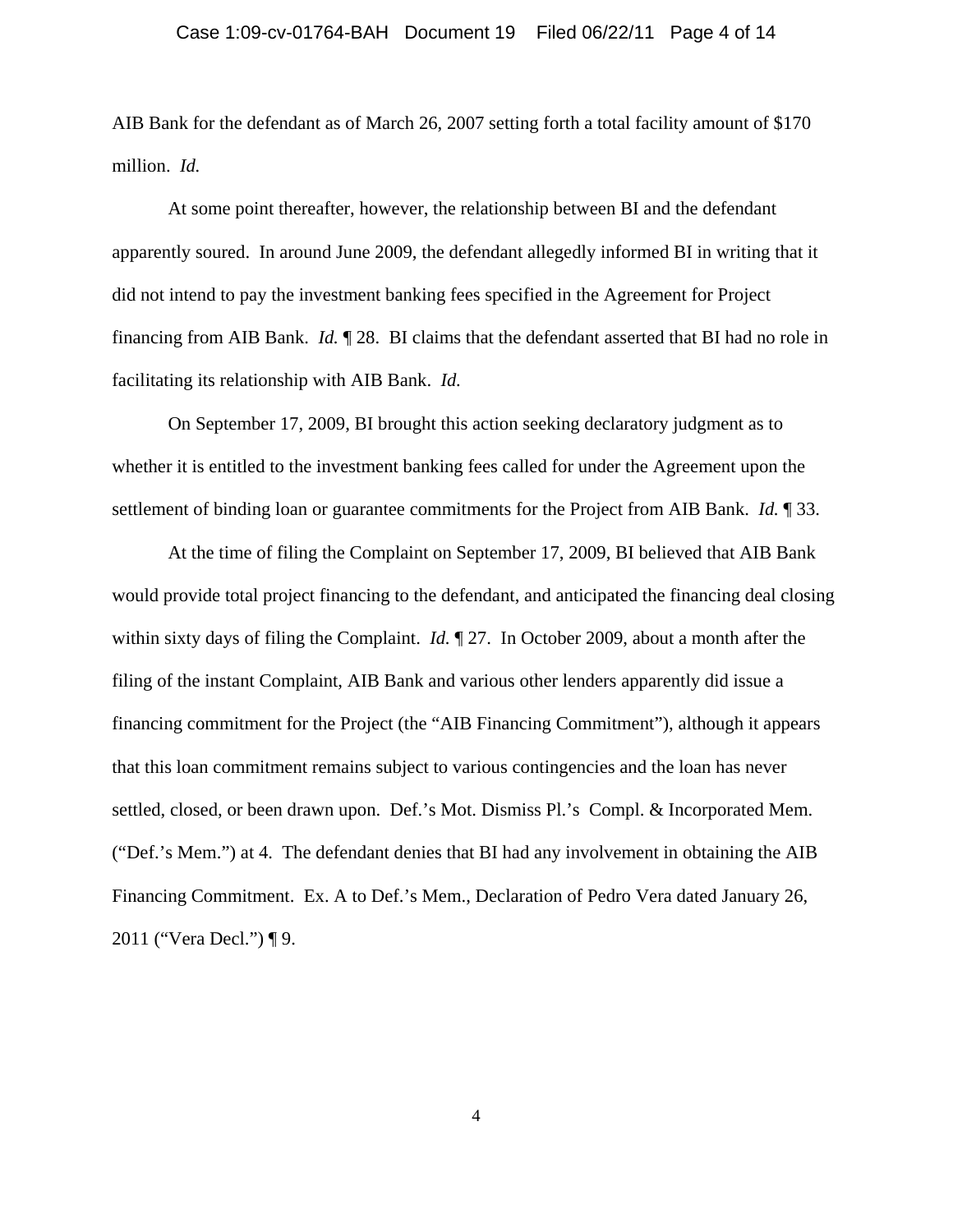AIB Bank for the defendant as of March 26, 2007 setting forth a total facility amount of $170 million. *Id.*

At some point thereafter, however, the relationship between BI and the defendant apparently soured. In around June 2009, the defendant allegedly informed BI in writing that it did not intend to pay the investment banking fees specified in the Agreement for Project financing from AIB Bank. *Id.* ¶ 28. BI claims that the defendant asserted that BI had no role in facilitating its relationship with AIB Bank. *Id.*

On September 17, 2009, BI brought this action seeking declaratory judgment as to whether it is entitled to the investment banking fees called for under the Agreement upon the settlement of binding loan or guarantee commitments for the Project from AIB Bank. *Id.* ¶ 33.

At the time of filing the Complaint on September 17, 2009, BI believed that AIB Bank would provide total project financing to the defendant, and anticipated the financing deal closing within sixty days of filing the Complaint. *Id.* ¶ 27. In October 2009, about a month after the filing of the instant Complaint, AIB Bank and various other lenders apparently did issue a financing commitment for the Project (the "AIB Financing Commitment"), although it appears that this loan commitment remains subject to various contingencies and the loan has never settled, closed, or been drawn upon. Def.'s Mot. Dismiss Pl.'s Compl. & Incorporated Mem. ("Def.'s Mem.") at 4. The defendant denies that BI had any involvement in obtaining the AIB Financing Commitment. Ex. A to Def.'s Mem., Declaration of Pedro Vera dated January 26, 2011 ("Vera Decl.") ¶ 9.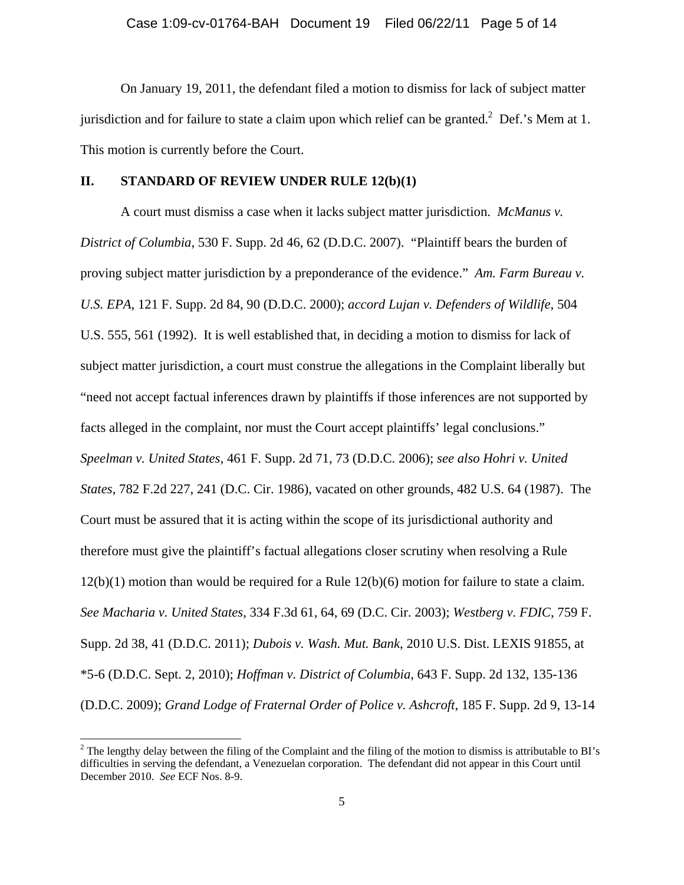On January 19, 2011, the defendant filed a motion to dismiss for lack of subject matter jurisdiction and for failure to state a claim upon which relief can be granted.[2] Def.'s Mem at 1. This motion is currently before the Court.

## II. STANDARD OF REVIEW UNDER RULE 12(b)(1)

A court must dismiss a case when it lacks subject matter jurisdiction. *McManus v. District of Columbia*, 530 F. Supp. 2d 46, 62 (D.D.C. 2007). "Plaintiff bears the burden of proving subject matter jurisdiction by a preponderance of the evidence." *Am. Farm Bureau v. U.S. EPA*, 121 F. Supp. 2d 84, 90 (D.D.C. 2000); *accord Lujan v. Defenders of Wildlife*, 504 U.S. 555, 561 (1992). It is well established that, in deciding a motion to dismiss for lack of subject matter jurisdiction, a court must construe the allegations in the Complaint liberally but "need not accept factual inferences drawn by plaintiffs if those inferences are not supported by facts alleged in the complaint, nor must the Court accept plaintiffs' legal conclusions." *Speelman v. United States*, 461 F. Supp. 2d 71, 73 (D.D.C. 2006); *see also Hohri v. United States*, 782 F.2d 227, 241 (D.C. Cir. 1986), vacated on other grounds, 482 U.S. 64 (1987). The Court must be assured that it is acting within the scope of its jurisdictional authority and therefore must give the plaintiff's factual allegations closer scrutiny when resolving a Rule 12(b)(1) motion than would be required for a Rule 12(b)(6) motion for failure to state a claim. *See Macharia v. United States*, 334 F.3d 61, 64, 69 (D.C. Cir. 2003); *Westberg v. FDIC*, 759 F. Supp. 2d 38, 41 (D.D.C. 2011); *Dubois v. Wash. Mut. Bank*, 2010 U.S. Dist. LEXIS 91855, at *5-6 (D.D.C. Sept. 2, 2010); *Hoffman v. District of Columbia*, 643 F. Supp. 2d 132, 135-136 (D.D.C. 2009); *Grand Lodge of Fraternal Order of Police v. Ashcroft*, 185 F. Supp. 2d 9, 13-14

---

[2] The lengthy delay between the filing of the Complaint and the filing of the motion to dismiss is attributable to BI's difficulties in serving the defendant, a Venezuelan corporation. The defendant did not appear in this Court until December 2010. *See* ECF Nos. 8-9.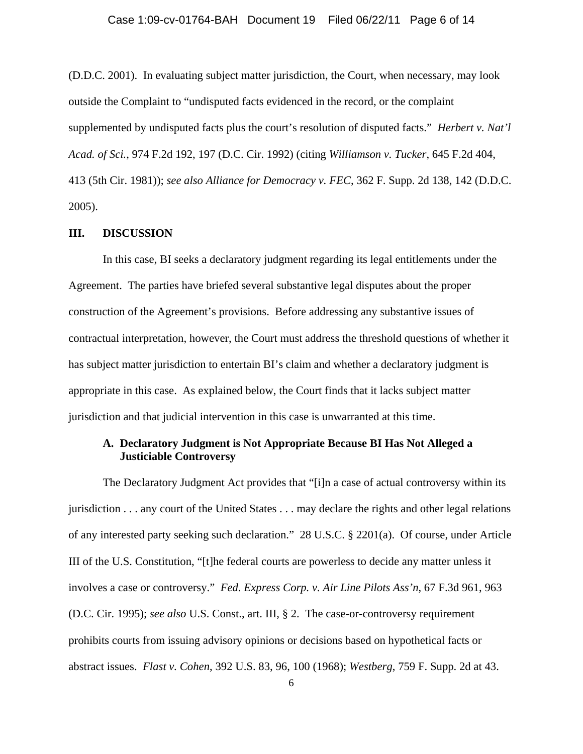(D.D.C. 2001). In evaluating subject matter jurisdiction, the Court, when necessary, may look outside the Complaint to "undisputed facts evidenced in the record, or the complaint supplemented by undisputed facts plus the court's resolution of disputed facts." *Herbert v. Nat'l Acad. of Sci.*, 974 F.2d 192, 197 (D.C. Cir. 1992) (citing *Williamson v. Tucker*, 645 F.2d 404, 413 (5th Cir. 1981)); *see also Alliance for Democracy v. FEC*, 362 F. Supp. 2d 138, 142 (D.D.C. 2005).

## III. DISCUSSION

In this case, BI seeks a declaratory judgment regarding its legal entitlements under the Agreement. The parties have briefed several substantive legal disputes about the proper construction of the Agreement's provisions. Before addressing any substantive issues of contractual interpretation, however, the Court must address the threshold questions of whether it has subject matter jurisdiction to entertain BI's claim and whether a declaratory judgment is appropriate in this case. As explained below, the Court finds that it lacks subject matter jurisdiction and that judicial intervention in this case is unwarranted at this time.

### A. Declaratory Judgment is Not Appropriate Because BI Has Not Alleged a Justiciable Controversy

The Declaratory Judgment Act provides that "[i]n a case of actual controversy within its jurisdiction . . . any court of the United States . . . may declare the rights and other legal relations of any interested party seeking such declaration." 28 U.S.C. § 2201(a). Of course, under Article III of the U.S. Constitution, "[t]he federal courts are powerless to decide any matter unless it involves a case or controversy." *Fed. Express Corp. v. Air Line Pilots Ass'n*, 67 F.3d 961, 963 (D.C. Cir. 1995); *see also* U.S. Const., art. III, § 2. The case-or-controversy requirement prohibits courts from issuing advisory opinions or decisions based on hypothetical facts or abstract issues. *Flast v. Cohen*, 392 U.S. 83, 96, 100 (1968); *Westberg*, 759 F. Supp. 2d at 43.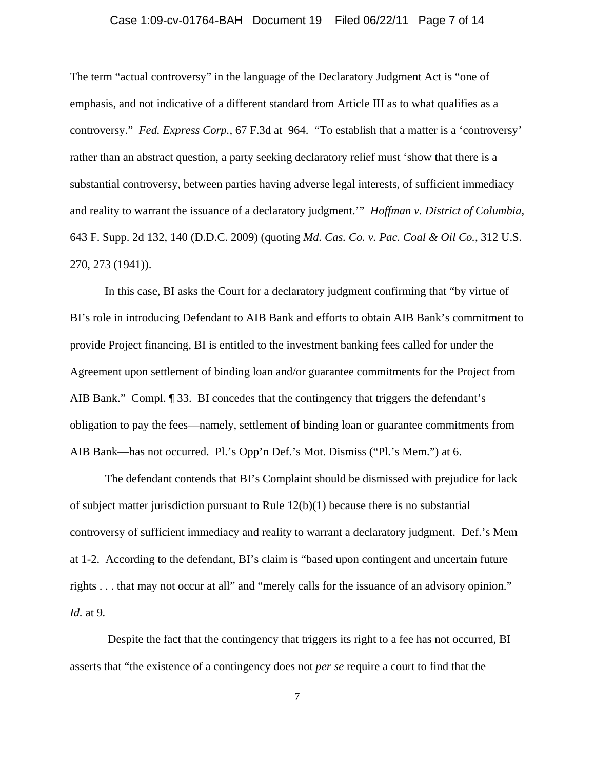The term "actual controversy" in the language of the Declaratory Judgment Act is "one of emphasis, and not indicative of a different standard from Article III as to what qualifies as a controversy." *Fed. Express Corp.*, 67 F.3d at 964. "To establish that a matter is a 'controversy' rather than an abstract question, a party seeking declaratory relief must 'show that there is a substantial controversy, between parties having adverse legal interests, of sufficient immediacy and reality to warrant the issuance of a declaratory judgment.'" *Hoffman v. District of Columbia*, 643 F. Supp. 2d 132, 140 (D.D.C. 2009) (quoting *Md. Cas. Co. v. Pac. Coal & Oil Co.*, 312 U.S. 270, 273 (1941)).

In this case, BI asks the Court for a declaratory judgment confirming that "by virtue of BI's role in introducing Defendant to AIB Bank and efforts to obtain AIB Bank's commitment to provide Project financing, BI is entitled to the investment banking fees called for under the Agreement upon settlement of binding loan and/or guarantee commitments for the Project from AIB Bank." Compl. ¶ 33. BI concedes that the contingency that triggers the defendant's obligation to pay the fees—namely, settlement of binding loan or guarantee commitments from AIB Bank—has not occurred. Pl.'s Opp'n Def.'s Mot. Dismiss ("Pl.'s Mem.") at 6.

The defendant contends that BI's Complaint should be dismissed with prejudice for lack of subject matter jurisdiction pursuant to Rule 12(b)(1) because there is no substantial controversy of sufficient immediacy and reality to warrant a declaratory judgment. Def.'s Mem at 1-2. According to the defendant, BI's claim is "based upon contingent and uncertain future rights . . . that may not occur at all" and "merely calls for the issuance of an advisory opinion." *Id.* at 9.

Despite the fact that the contingency that triggers its right to a fee has not occurred, BI asserts that "the existence of a contingency does not *per se* require a court to find that the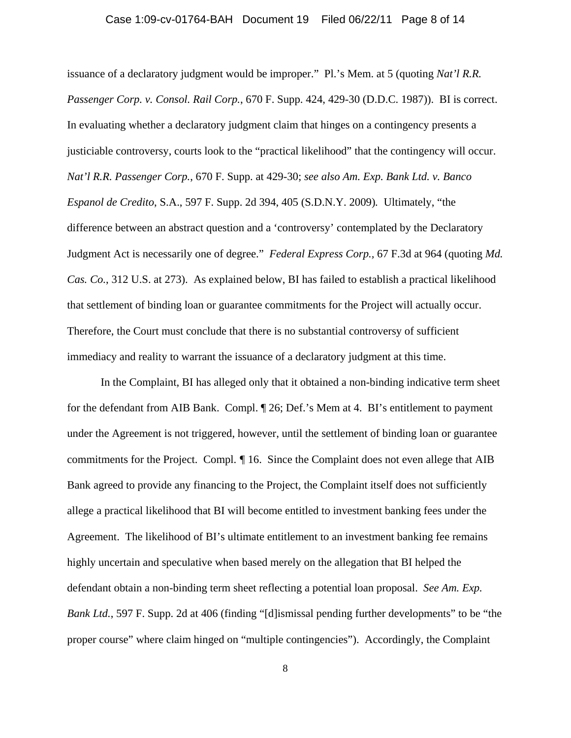issuance of a declaratory judgment would be improper." Pl.'s Mem. at 5 (quoting *Nat'l R.R. Passenger Corp. v. Consol. Rail Corp.*, 670 F. Supp. 424, 429-30 (D.D.C. 1987)). BI is correct. In evaluating whether a declaratory judgment claim that hinges on a contingency presents a justiciable controversy, courts look to the "practical likelihood" that the contingency will occur. *Nat'l R.R. Passenger Corp.*, 670 F. Supp. at 429-30; *see also Am. Exp. Bank Ltd. v. Banco Espanol de Credito*, S.A., 597 F. Supp. 2d 394, 405 (S.D.N.Y. 2009). Ultimately, "the difference between an abstract question and a 'controversy' contemplated by the Declaratory Judgment Act is necessarily one of degree." *Federal Express Corp.*, 67 F.3d at 964 (quoting *Md. Cas. Co.*, 312 U.S. at 273). As explained below, BI has failed to establish a practical likelihood that settlement of binding loan or guarantee commitments for the Project will actually occur. Therefore, the Court must conclude that there is no substantial controversy of sufficient immediacy and reality to warrant the issuance of a declaratory judgment at this time.

In the Complaint, BI has alleged only that it obtained a non-binding indicative term sheet for the defendant from AIB Bank. Compl. ¶ 26; Def.'s Mem at 4. BI's entitlement to payment under the Agreement is not triggered, however, until the settlement of binding loan or guarantee commitments for the Project. Compl. ¶ 16. Since the Complaint does not even allege that AIB Bank agreed to provide any financing to the Project, the Complaint itself does not sufficiently allege a practical likelihood that BI will become entitled to investment banking fees under the Agreement. The likelihood of BI's ultimate entitlement to an investment banking fee remains highly uncertain and speculative when based merely on the allegation that BI helped the defendant obtain a non-binding term sheet reflecting a potential loan proposal. *See Am. Exp. Bank Ltd.*, 597 F. Supp. 2d at 406 (finding "[d]ismissal pending further developments" to be "the proper course" where claim hinged on "multiple contingencies"). Accordingly, the Complaint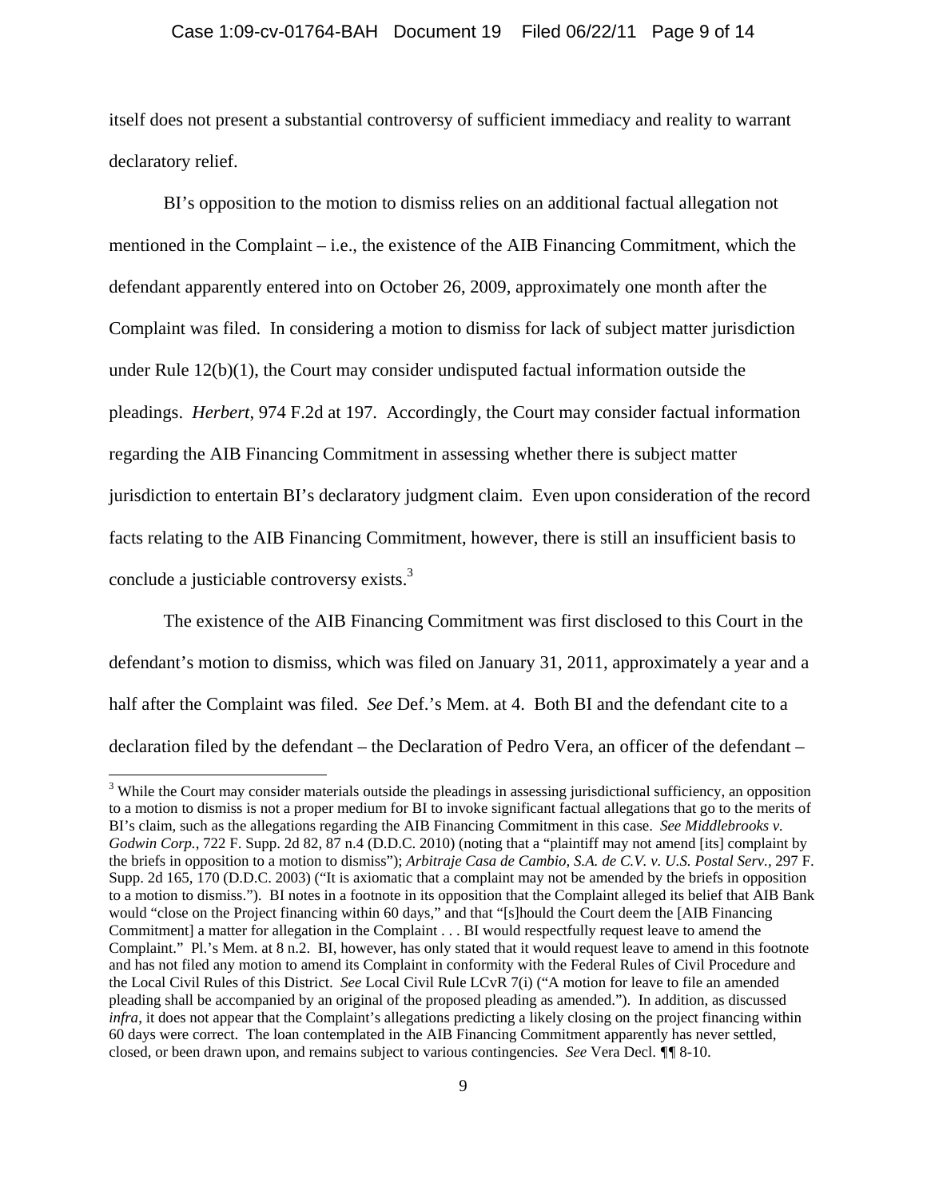itself does not present a substantial controversy of sufficient immediacy and reality to warrant declaratory relief.

BI's opposition to the motion to dismiss relies on an additional factual allegation not mentioned in the Complaint – i.e., the existence of the AIB Financing Commitment, which the defendant apparently entered into on October 26, 2009, approximately one month after the Complaint was filed. In considering a motion to dismiss for lack of subject matter jurisdiction under Rule 12(b)(1), the Court may consider undisputed factual information outside the pleadings. *Herbert*, 974 F.2d at 197. Accordingly, the Court may consider factual information regarding the AIB Financing Commitment in assessing whether there is subject matter jurisdiction to entertain BI's declaratory judgment claim. Even upon consideration of the record facts relating to the AIB Financing Commitment, however, there is still an insufficient basis to conclude a justiciable controversy exists.[3]

The existence of the AIB Financing Commitment was first disclosed to this Court in the defendant's motion to dismiss, which was filed on January 31, 2011, approximately a year and a half after the Complaint was filed. *See* Def.'s Mem. at 4. Both BI and the defendant cite to a declaration filed by the defendant – the Declaration of Pedro Vera, an officer of the defendant –

---

[3] While the Court may consider materials outside the pleadings in assessing jurisdictional sufficiency, an opposition to a motion to dismiss is not a proper medium for BI to invoke significant factual allegations that go to the merits of BI's claim, such as the allegations regarding the AIB Financing Commitment in this case. *See Middlebrooks v. Godwin Corp.*, 722 F. Supp. 2d 82, 87 n.4 (D.D.C. 2010) (noting that a "plaintiff may not amend [its] complaint by the briefs in opposition to a motion to dismiss"); *Arbitraje Casa de Cambio, S.A. de C.V. v. U.S. Postal Serv.*, 297 F. Supp. 2d 165, 170 (D.D.C. 2003) ("It is axiomatic that a complaint may not be amended by the briefs in opposition to a motion to dismiss."). BI notes in a footnote in its opposition that the Complaint alleged its belief that AIB Bank would "close on the Project financing within 60 days," and that "[s]hould the Court deem the [AIB Financing Commitment] a matter for allegation in the Complaint . . . BI would respectfully request leave to amend the Complaint." Pl.'s Mem. at 8 n.2. BI, however, has only stated that it would request leave to amend in this footnote and has not filed any motion to amend its Complaint in conformity with the Federal Rules of Civil Procedure and the Local Civil Rules of this District. *See* Local Civil Rule LCvR 7(i) ("A motion for leave to file an amended pleading shall be accompanied by an original of the proposed pleading as amended."). In addition, as discussed *infra*, it does not appear that the Complaint's allegations predicting a likely closing on the project financing within 60 days were correct. The loan contemplated in the AIB Financing Commitment apparently has never settled, closed, or been drawn upon, and remains subject to various contingencies. *See* Vera Decl. ¶¶ 8-10.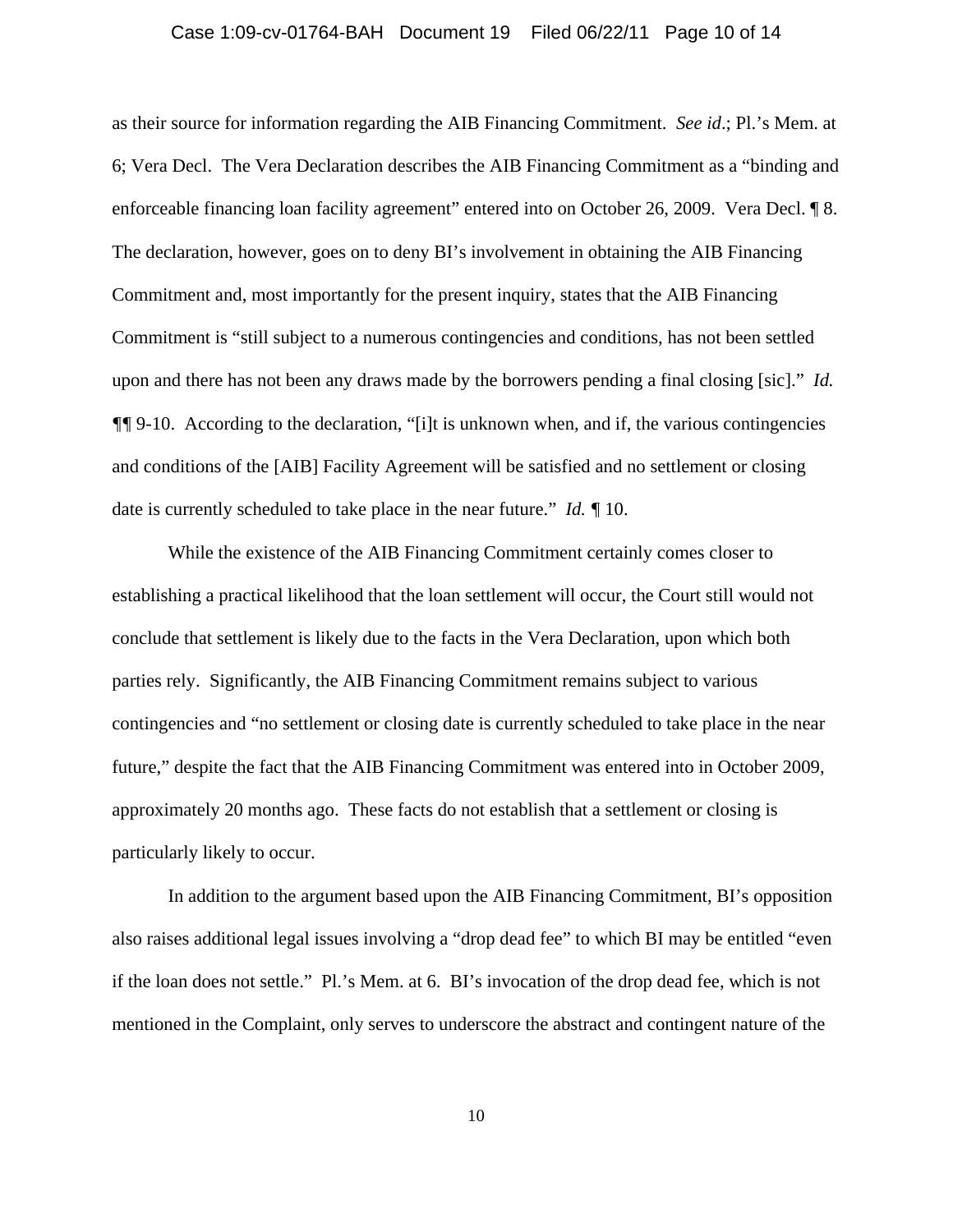as their source for information regarding the AIB Financing Commitment. *See id*.; Pl.'s Mem. at 6; Vera Decl. The Vera Declaration describes the AIB Financing Commitment as a "binding and enforceable financing loan facility agreement" entered into on October 26, 2009. Vera Decl. ¶ 8. The declaration, however, goes on to deny BI's involvement in obtaining the AIB Financing Commitment and, most importantly for the present inquiry, states that the AIB Financing Commitment is "still subject to a numerous contingencies and conditions, has not been settled upon and there has not been any draws made by the borrowers pending a final closing [sic]." *Id.* ¶¶ 9-10. According to the declaration, "[i]t is unknown when, and if, the various contingencies and conditions of the [AIB] Facility Agreement will be satisfied and no settlement or closing date is currently scheduled to take place in the near future." *Id.* ¶ 10.

While the existence of the AIB Financing Commitment certainly comes closer to establishing a practical likelihood that the loan settlement will occur, the Court still would not conclude that settlement is likely due to the facts in the Vera Declaration, upon which both parties rely. Significantly, the AIB Financing Commitment remains subject to various contingencies and "no settlement or closing date is currently scheduled to take place in the near future," despite the fact that the AIB Financing Commitment was entered into in October 2009, approximately 20 months ago. These facts do not establish that a settlement or closing is particularly likely to occur.

In addition to the argument based upon the AIB Financing Commitment, BI's opposition also raises additional legal issues involving a "drop dead fee" to which BI may be entitled "even if the loan does not settle." Pl.'s Mem. at 6. BI's invocation of the drop dead fee, which is not mentioned in the Complaint, only serves to underscore the abstract and contingent nature of the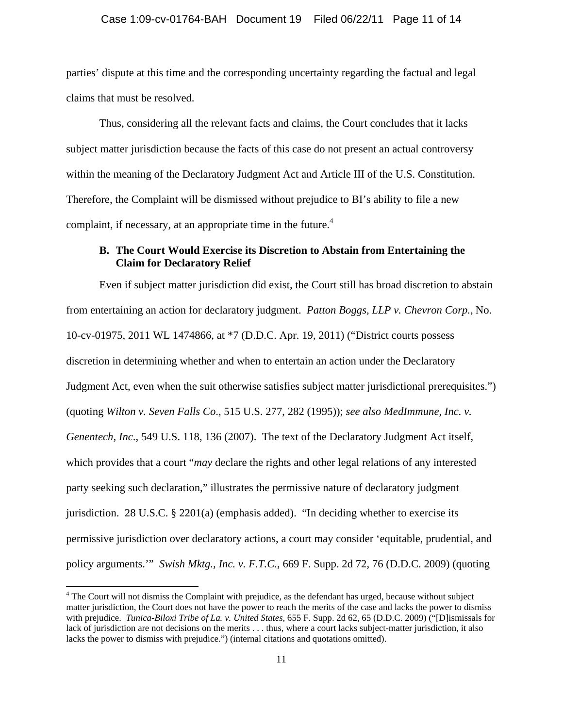parties' dispute at this time and the corresponding uncertainty regarding the factual and legal claims that must be resolved.

Thus, considering all the relevant facts and claims, the Court concludes that it lacks subject matter jurisdiction because the facts of this case do not present an actual controversy within the meaning of the Declaratory Judgment Act and Article III of the U.S. Constitution. Therefore, the Complaint will be dismissed without prejudice to BI's ability to file a new complaint, if necessary, at an appropriate time in the future.[4]

### B. The Court Would Exercise its Discretion to Abstain from Entertaining the Claim for Declaratory Relief

Even if subject matter jurisdiction did exist, the Court still has broad discretion to abstain from entertaining an action for declaratory judgment. *Patton Boggs, LLP v. Chevron Corp.*, No. 10-cv-01975, 2011 WL 1474866, at *7 (D.D.C. Apr. 19, 2011) ("District courts possess discretion in determining whether and when to entertain an action under the Declaratory Judgment Act, even when the suit otherwise satisfies subject matter jurisdictional prerequisites.") (quoting *Wilton v. Seven Falls Co.*, 515 U.S. 277, 282 (1995)); *see also MedImmune, Inc. v. Genentech, Inc*., 549 U.S. 118, 136 (2007). The text of the Declaratory Judgment Act itself, which provides that a court "*may* declare the rights and other legal relations of any interested party seeking such declaration," illustrates the permissive nature of declaratory judgment jurisdiction. 28 U.S.C. § 2201(a) (emphasis added). "In deciding whether to exercise its permissive jurisdiction over declaratory actions, a court may consider 'equitable, prudential, and policy arguments.'" *Swish Mktg., Inc. v. F.T.C.*, 669 F. Supp. 2d 72, 76 (D.D.C. 2009) (quoting

---

[4] The Court will not dismiss the Complaint with prejudice, as the defendant has urged, because without subject matter jurisdiction, the Court does not have the power to reach the merits of the case and lacks the power to dismiss with prejudice. *Tunica-Biloxi Tribe of La. v. United States*, 655 F. Supp. 2d 62, 65 (D.D.C. 2009) ("[D]ismissals for lack of jurisdiction are not decisions on the merits . . . thus, where a court lacks subject-matter jurisdiction, it also lacks the power to dismiss with prejudice.") (internal citations and quotations omitted).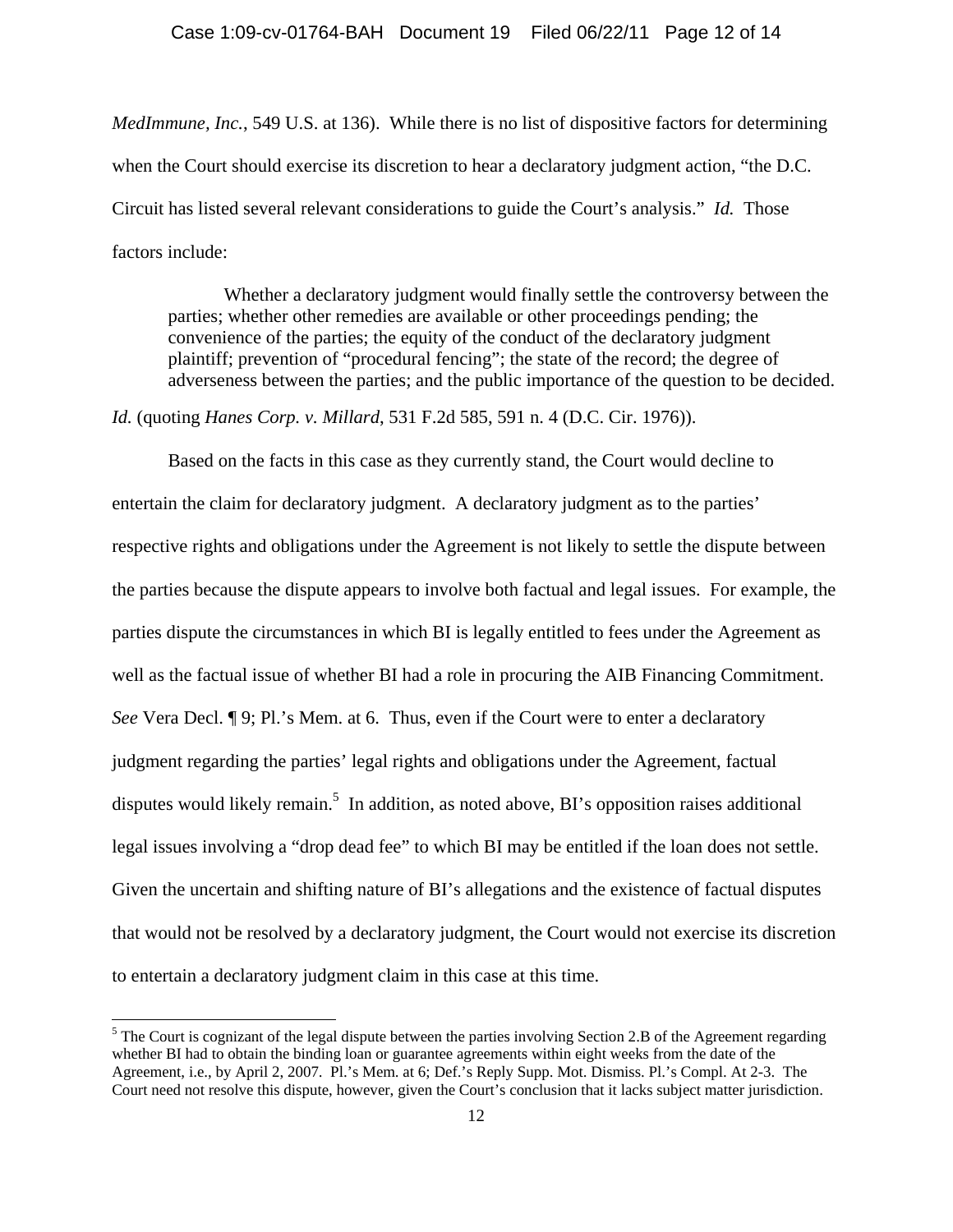*MedImmune, Inc.*, 549 U.S. at 136). While there is no list of dispositive factors for determining when the Court should exercise its discretion to hear a declaratory judgment action, "the D.C. Circuit has listed several relevant considerations to guide the Court's analysis." *Id.* Those factors include:

> Whether a declaratory judgment would finally settle the controversy between the parties; whether other remedies are available or other proceedings pending; the convenience of the parties; the equity of the conduct of the declaratory judgment plaintiff; prevention of "procedural fencing"; the state of the record; the degree of adverseness between the parties; and the public importance of the question to be decided.

*Id.* (quoting *Hanes Corp. v. Millard*, 531 F.2d 585, 591 n. 4 (D.C. Cir. 1976)).

Based on the facts in this case as they currently stand, the Court would decline to entertain the claim for declaratory judgment. A declaratory judgment as to the parties' respective rights and obligations under the Agreement is not likely to settle the dispute between the parties because the dispute appears to involve both factual and legal issues. For example, the parties dispute the circumstances in which BI is legally entitled to fees under the Agreement as well as the factual issue of whether BI had a role in procuring the AIB Financing Commitment. *See* Vera Decl. ¶ 9; Pl.'s Mem. at 6. Thus, even if the Court were to enter a declaratory judgment regarding the parties' legal rights and obligations under the Agreement, factual disputes would likely remain.[5] In addition, as noted above, BI's opposition raises additional legal issues involving a "drop dead fee" to which BI may be entitled if the loan does not settle. Given the uncertain and shifting nature of BI's allegations and the existence of factual disputes that would not be resolved by a declaratory judgment, the Court would not exercise its discretion to entertain a declaratory judgment claim in this case at this time.

[5] The Court is cognizant of the legal dispute between the parties involving Section 2.B of the Agreement regarding whether BI had to obtain the binding loan or guarantee agreements within eight weeks from the date of the Agreement, i.e., by April 2, 2007. Pl.'s Mem. at 6; Def.'s Reply Supp. Mot. Dismiss. Pl.'s Compl. At 2-3. The Court need not resolve this dispute, however, given the Court's conclusion that it lacks subject matter jurisdiction.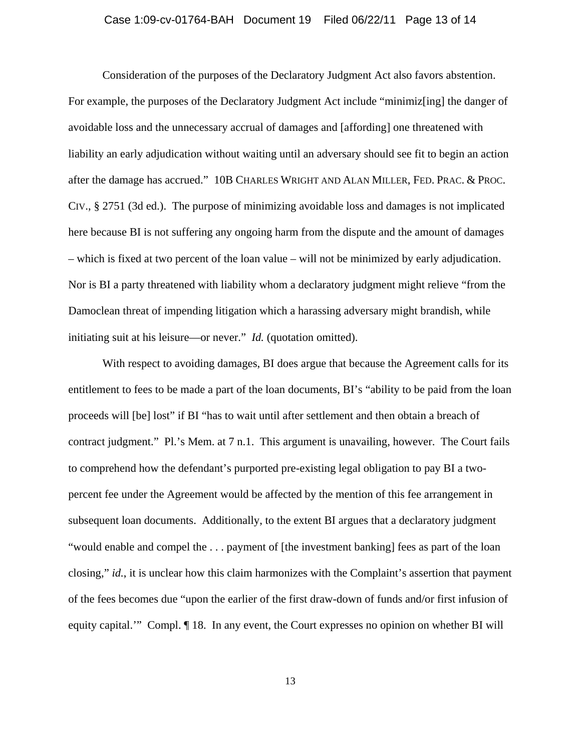Consideration of the purposes of the Declaratory Judgment Act also favors abstention. For example, the purposes of the Declaratory Judgment Act include "minimiz[ing] the danger of avoidable loss and the unnecessary accrual of damages and [affording] one threatened with liability an early adjudication without waiting until an adversary should see fit to begin an action after the damage has accrued." 10B CHARLES WRIGHT AND ALAN MILLER, FED. PRAC. & PROC. CIV., § 2751 (3d ed.). The purpose of minimizing avoidable loss and damages is not implicated here because BI is not suffering any ongoing harm from the dispute and the amount of damages – which is fixed at two percent of the loan value – will not be minimized by early adjudication. Nor is BI a party threatened with liability whom a declaratory judgment might relieve "from the Damoclean threat of impending litigation which a harassing adversary might brandish, while initiating suit at his leisure—or never." *Id.* (quotation omitted).

With respect to avoiding damages, BI does argue that because the Agreement calls for its entitlement to fees to be made a part of the loan documents, BI's "ability to be paid from the loan proceeds will [be] lost" if BI "has to wait until after settlement and then obtain a breach of contract judgment." Pl.'s Mem. at 7 n.1. This argument is unavailing, however. The Court fails to comprehend how the defendant's purported pre-existing legal obligation to pay BI a two-percent fee under the Agreement would be affected by the mention of this fee arrangement in subsequent loan documents. Additionally, to the extent BI argues that a declaratory judgment "would enable and compel the . . . payment of [the investment banking] fees as part of the loan closing," *id.*, it is unclear how this claim harmonizes with the Complaint's assertion that payment of the fees becomes due "upon the earlier of the first draw-down of funds and/or first infusion of equity capital.'" Compl. ¶ 18. In any event, the Court expresses no opinion on whether BI will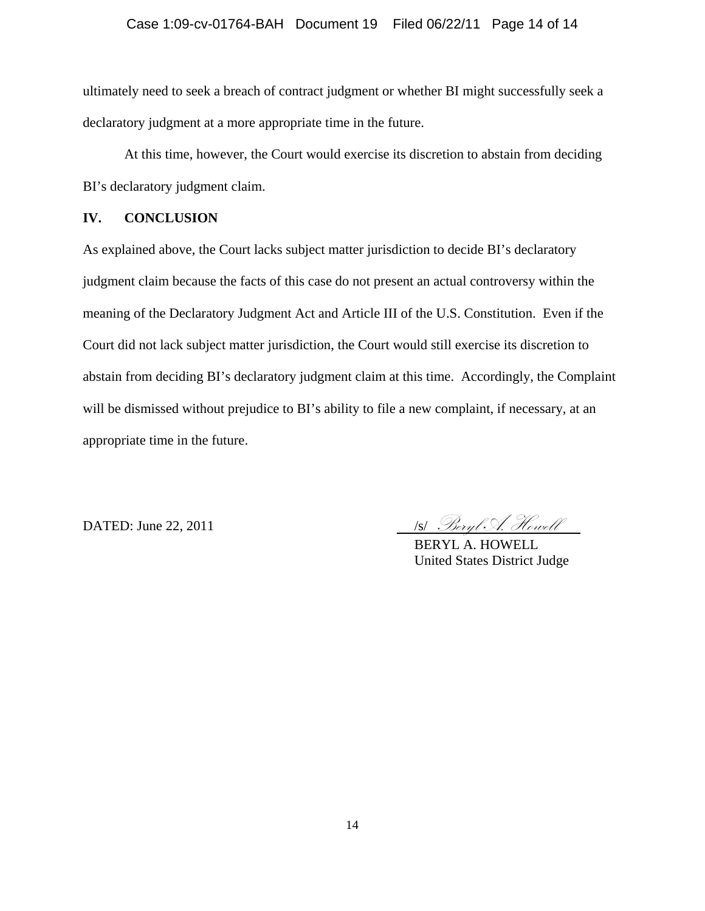ultimately need to seek a breach of contract judgment or whether BI might successfully seek a declaratory judgment at a more appropriate time in the future.

At this time, however, the Court would exercise its discretion to abstain from deciding BI's declaratory judgment claim.

## IV. CONCLUSION

As explained above, the Court lacks subject matter jurisdiction to decide BI's declaratory judgment claim because the facts of this case do not present an actual controversy within the meaning of the Declaratory Judgment Act and Article III of the U.S. Constitution. Even if the Court did not lack subject matter jurisdiction, the Court would still exercise its discretion to abstain from deciding BI's declaratory judgment claim at this time. Accordingly, the Complaint will be dismissed without prejudice to BI's ability to file a new complaint, if necessary, at an appropriate time in the future.

DATED: June 22, 2011

/s/ *Beryl A. Howell*

BERYL A. HOWELL
United States District Judge